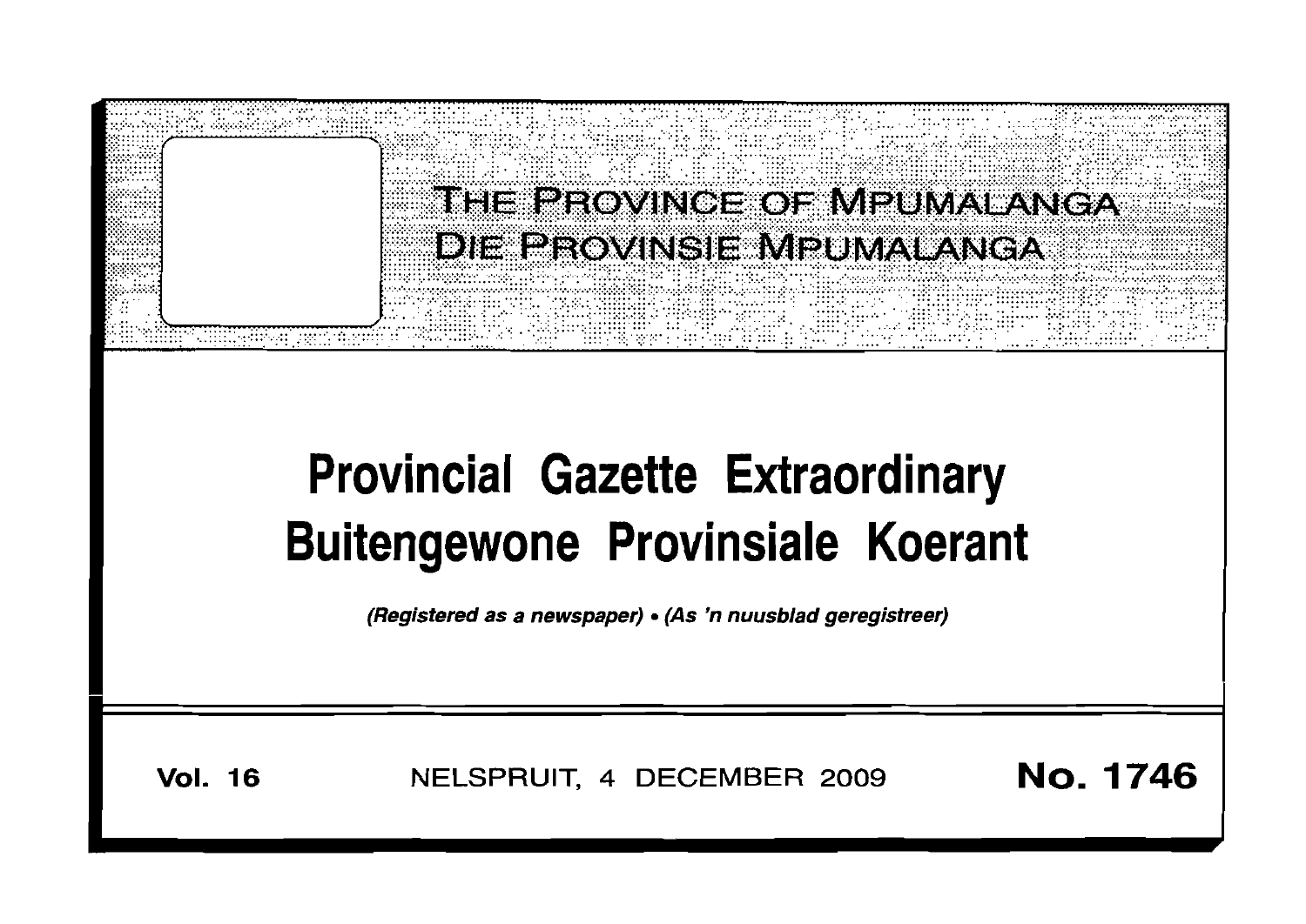# THE PROVINCE OF MPUMALANGA
# DIE PROVINSIE MPUMALANGA

# Provincial Gazette Extraordinary
# Buitengewone Provinsiale Koerant

*(Registered as a newspaper) • (As 'n nuusblad geregistreer)*

**Vol. 16** NELSPRUIT, 4 DECEMBER 2009 **No. 1746**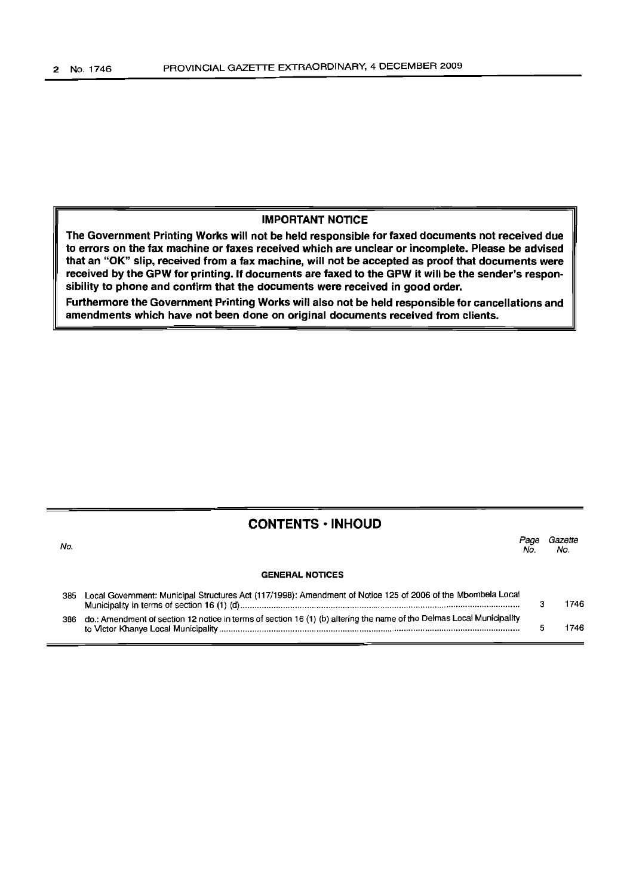**IMPORTANT NOTICE**

**The Government Printing Works will not be held responsible for faxed documents not received due to errors on the fax machine or faxes received which are unclear or incomplete. Please be advised that an "OK" slip, received from a fax machine, will not be accepted as proof that documents were received by the GPW for printing. If documents are faxed to the GPW it will be the sender's responsibility to phone and confirm that the documents were received in good order.**

**Furthermore the Government Printing Works will also not be held responsible for cancellations and amendments which have not been done on original documents received from clients.**

## CONTENTS • INHOUD

| *No.* | | *Page No.* | *Gazette No.* |
|---|---|---|---|
| | **GENERAL NOTICES** | | |
| 385 | Local Government: Municipal Structures Act (117/1998): Amendment of Notice 125 of 2006 of the Mbombela Local Municipality in terms of section 16 (1) (d) | 3 | 1746 |
| 386 | do.: Amendment of section 12 notice in terms of section 16 (1) (b) altering the name of the Delmas Local Municipality to Victor Khanye Local Municipality | 5 | 1746 |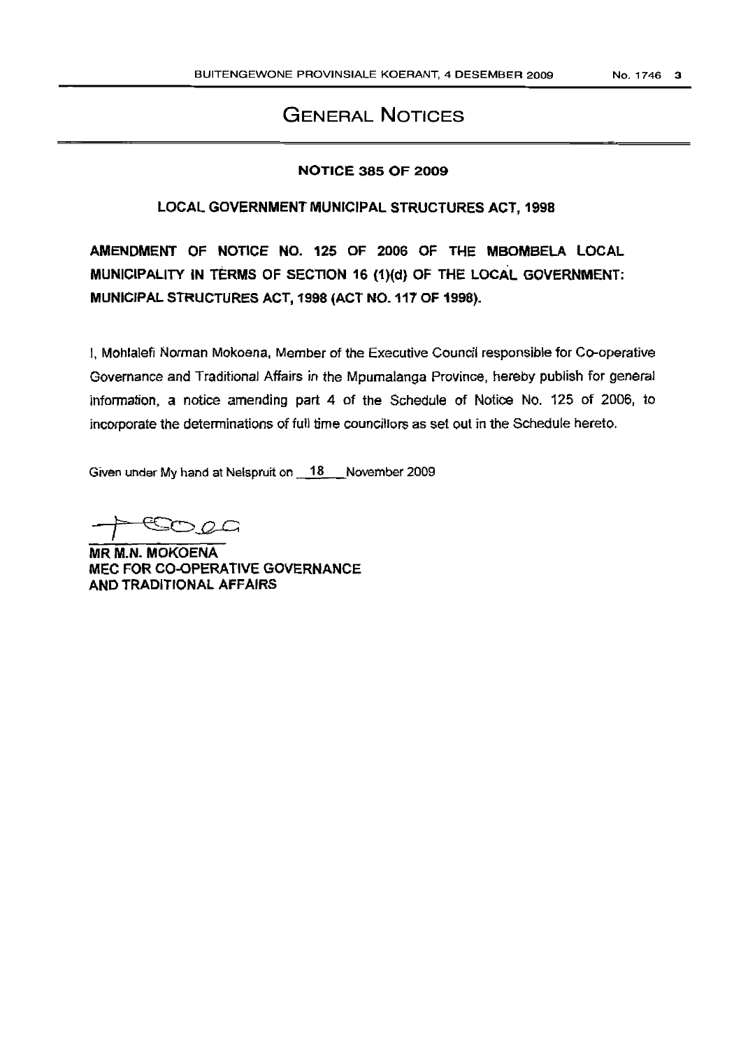# GENERAL NOTICES

**NOTICE 385 OF 2009**

**LOCAL GOVERNMENT MUNICIPAL STRUCTURES ACT, 1998**

**AMENDMENT OF NOTICE NO. 125 OF 2006 OF THE MBOMBELA LOCAL MUNICIPALITY IN TERMS OF SECTION 16 (1)(d) OF THE LOCAL GOVERNMENT: MUNICIPAL STRUCTURES ACT, 1998 (ACT NO. 117 OF 1998).**

I, Mohlalefi Norman Mokoena, Member of the Executive Council responsible for Co-operative Governance and Traditional Affairs in the Mpumalanga Province, hereby publish for general information, a notice amending part 4 of the Schedule of Notice No. 125 of 2006, to incorporate the determinations of full time councillors as set out in the Schedule hereto.

Given under My hand at Nelspruit on 18 November 2009

**MR M.N. MOKOENA**
**MEC FOR CO-OPERATIVE GOVERNANCE AND TRADITIONAL AFFAIRS**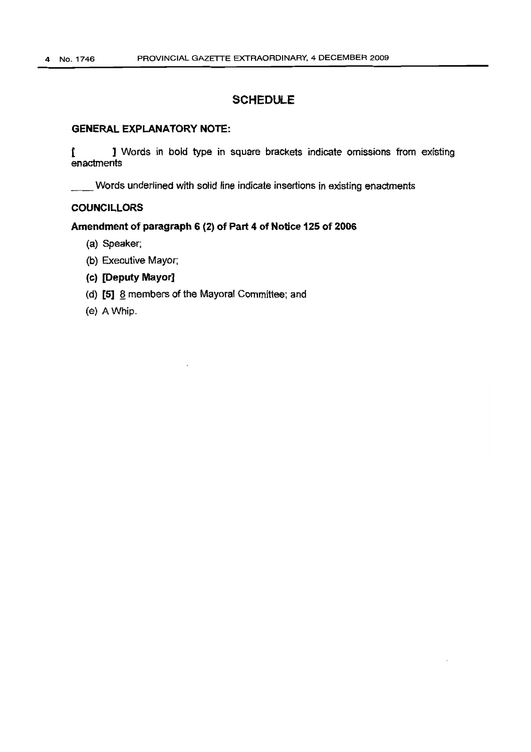# SCHEDULE

**GENERAL EXPLANATORY NOTE:**

**[ ]** Words in bold type in square brackets indicate omissions from existing enactments

____ Words underlined with solid line indicate insertions in existing enactments

**COUNCILLORS**

**Amendment of paragraph 6 (2) of Part 4 of Notice 125 of 2006**

(a) Speaker;

(b) Executive Mayor;

**(c) [Deputy Mayor]**

(d) **[5]** <u>8</u> members of the Mayoral Committee; and

(e) A Whip.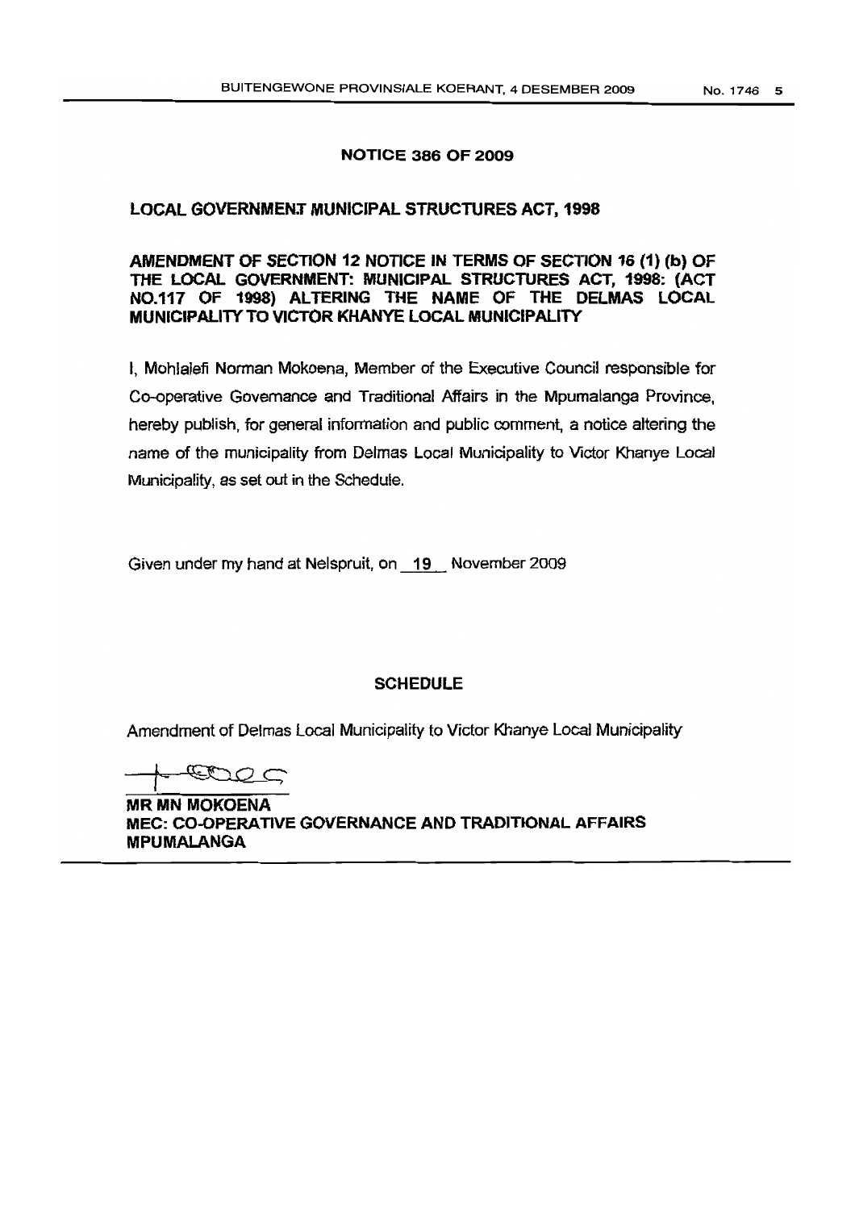## NOTICE 386 OF 2009

## LOCAL GOVERNMENT MUNICIPAL STRUCTURES ACT, 1998

**AMENDMENT OF SECTION 12 NOTICE IN TERMS OF SECTION 16 (1) (b) OF THE LOCAL GOVERNMENT: MUNICIPAL STRUCTURES ACT, 1998: (ACT NO.117 OF 1998) ALTERING THE NAME OF THE DELMAS LOCAL MUNICIPALITY TO VICTOR KHANYE LOCAL MUNICIPALITY**

I, Mohlalefi Norman Mokoena, Member of the Executive Council responsible for Co-operative Governance and Traditional Affairs in the Mpumalanga Province, hereby publish, for general information and public comment, a notice altering the name of the municipality from Delmas Local Municipality to Victor Khanye Local Municipality, as set out in the Schedule.

Given under my hand at Nelspruit, on 19 November 2009

### SCHEDULE

Amendment of Delmas Local Municipality to Victor Khanye Local Municipality

**MR MN MOKOENA**
**MEC: CO-OPERATIVE GOVERNANCE AND TRADITIONAL AFFAIRS**
**MPUMALANGA**